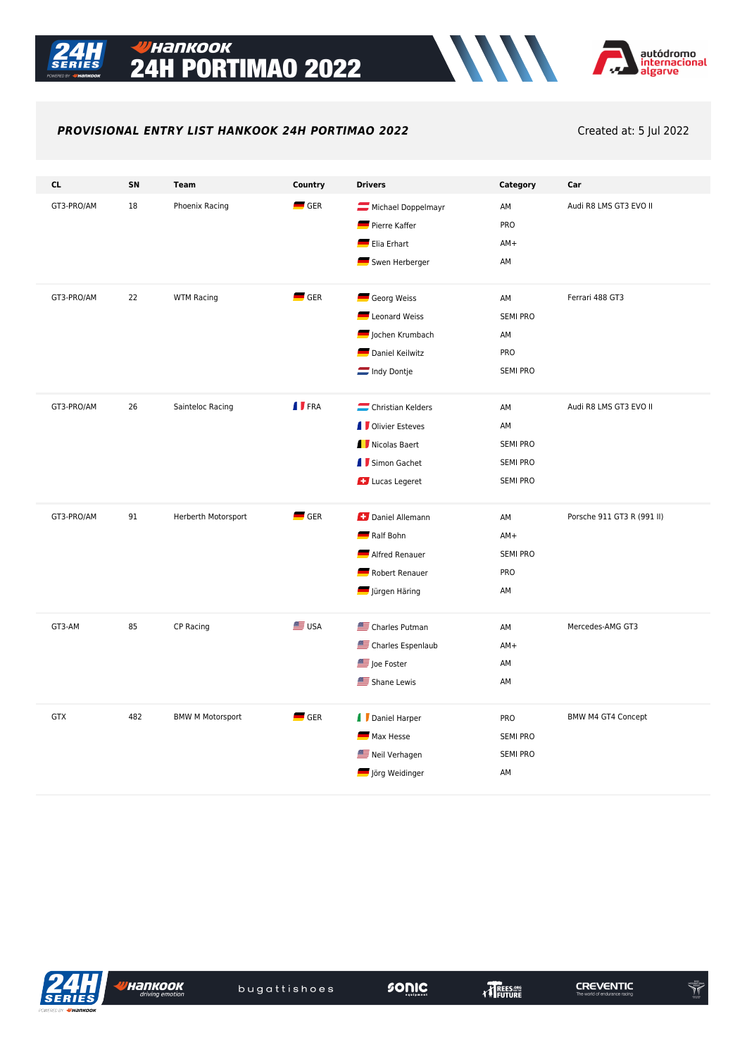# 24H PORTIMAO 2022

**_PROVISIONAL ENTRY LIST HANKOOK 24H PORTIMAO 2022_**

Created at: 5 Jul 2022

| CL | SN | Team | Country | Drivers | Category | Car |
|---|---|---|---|---|---|---|
| GT3-PRO/AM | 18 | Phoenix Racing | GER | Michael Doppelmayr | AM | Audi R8 LMS GT3 EVO II |
| | | | | Pierre Kaffer | PRO | |
| | | | | Elia Erhart | AM+ | |
| | | | | Swen Herberger | AM | |
| GT3-PRO/AM | 22 | WTM Racing | GER | Georg Weiss | AM | Ferrari 488 GT3 |
| | | | | Leonard Weiss | SEMI PRO | |
| | | | | Jochen Krumbach | AM | |
| | | | | Daniel Keilwitz | PRO | |
| | | | | Indy Dontje | SEMI PRO | |
| GT3-PRO/AM | 26 | Sainteloc Racing | FRA | Christian Kelders | AM | Audi R8 LMS GT3 EVO II |
| | | | | Olivier Esteves | AM | |
| | | | | Nicolas Baert | SEMI PRO | |
| | | | | Simon Gachet | SEMI PRO | |
| | | | | Lucas Legeret | SEMI PRO | |
| GT3-PRO/AM | 91 | Herberth Motorsport | GER | Daniel Allemann | AM | Porsche 911 GT3 R (991 II) |
| | | | | Ralf Bohn | AM+ | |
| | | | | Alfred Renauer | SEMI PRO | |
| | | | | Robert Renauer | PRO | |
| | | | | Jürgen Häring | AM | |
| GT3-AM | 85 | CP Racing | USA | Charles Putman | AM | Mercedes-AMG GT3 |
| | | | | Charles Espenlaub | AM+ | |
| | | | | Joe Foster | AM | |
| | | | | Shane Lewis | AM | |
| GTX | 482 | BMW M Motorsport | GER | Daniel Harper | PRO | BMW M4 GT4 Concept |
| | | | | Max Hesse | SEMI PRO | |
| | | | | Neil Verhagen | SEMI PRO | |
| | | | | Jörg Weidinger | AM | |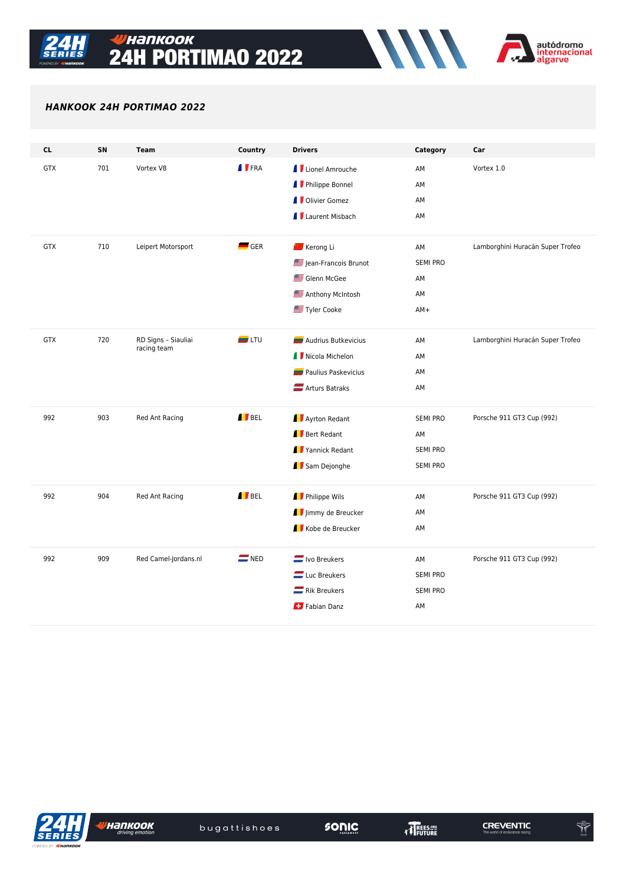## HANKOOK 24H PORTIMAO 2022

| CL | SN | Team | Country | Drivers | Category | Car |
|---|---|---|---|---|---|---|
| GTX | 701 | Vortex V8 | FRA | Lionel Amrouche | AM | Vortex 1.0 |
| | | | | Philippe Bonnel | AM | |
| | | | | Olivier Gomez | AM | |
| | | | | Laurent Misbach | AM | |
| GTX | 710 | Leipert Motorsport | GER | Kerong Li | AM | Lamborghini Huracán Super Trofeo |
| | | | | Jean-Francois Brunot | SEMI PRO | |
| | | | | Glenn McGee | AM | |
| | | | | Anthony McIntosh | AM | |
| | | | | Tyler Cooke | AM+ | |
| GTX | 720 | RD Signs - Siauliai racing team | LTU | Audrius Butkevicius | AM | Lamborghini Huracán Super Trofeo |
| | | | | Nicola Michelon | AM | |
| | | | | Paulius Paskevicius | AM | |
| | | | | Arturs Batraks | AM | |
| 992 | 903 | Red Ant Racing | BEL | Ayrton Redant | SEMI PRO | Porsche 911 GT3 Cup (992) |
| | | | | Bert Redant | AM | |
| | | | | Yannick Redant | SEMI PRO | |
| | | | | Sam Dejonghe | SEMI PRO | |
| 992 | 904 | Red Ant Racing | BEL | Philippe Wils | AM | Porsche 911 GT3 Cup (992) |
| | | | | Jimmy de Breucker | AM | |
| | | | | Kobe de Breucker | AM | |
| 992 | 909 | Red Camel-Jordans.nl | NED | Ivo Breukers | AM | Porsche 911 GT3 Cup (992) |
| | | | | Luc Breukers | SEMI PRO | |
| | | | | Rik Breukers | SEMI PRO | |
| | | | | Fabian Danz | AM | |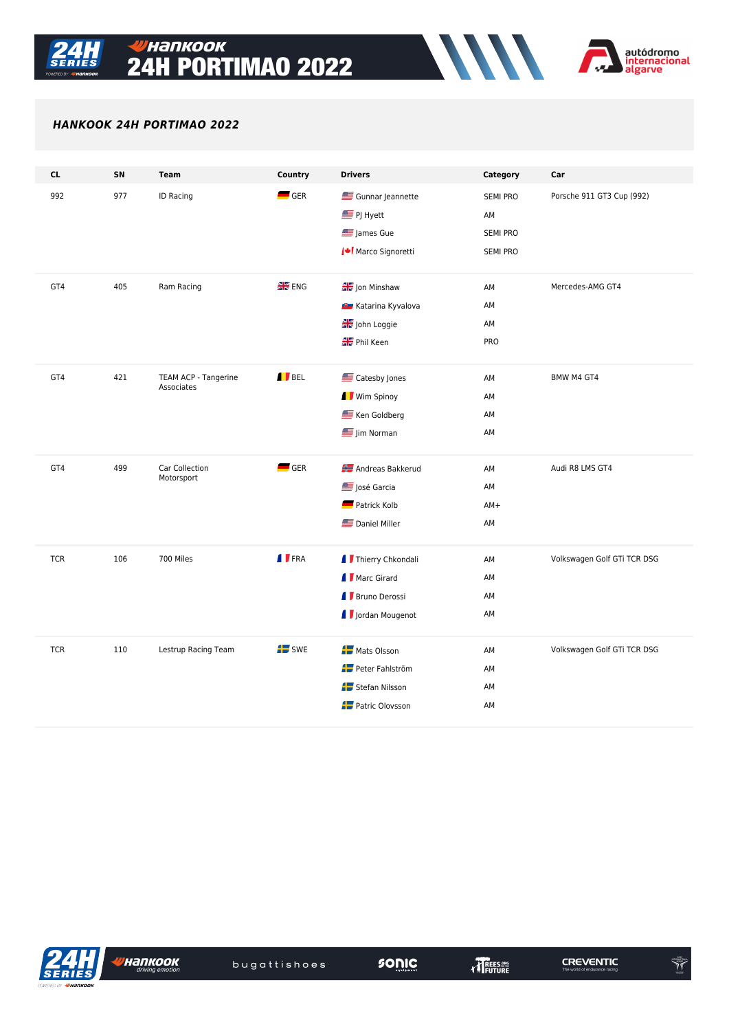### *HANKOOK 24H PORTIMAO 2022*

| CL | SN | Team | Country | Drivers | Category | Car |
|---|---|---|---|---|---|---|
| 992 | 977 | ID Racing | GER | Gunnar Jeannette | SEMI PRO | Porsche 911 GT3 Cup (992) |
| | | | | PJ Hyett | AM | |
| | | | | James Gue | SEMI PRO | |
| | | | | Marco Signoretti | SEMI PRO | |
| GT4 | 405 | Ram Racing | ENG | Jon Minshaw | AM | Mercedes-AMG GT4 |
| | | | | Katarina Kyvalova | AM | |
| | | | | John Loggie | AM | |
| | | | | Phil Keen | PRO | |
| GT4 | 421 | TEAM ACP - Tangerine Associates | BEL | Catesby Jones | AM | BMW M4 GT4 |
| | | | | Wim Spinoy | AM | |
| | | | | Ken Goldberg | AM | |
| | | | | Jim Norman | AM | |
| GT4 | 499 | Car Collection Motorsport | GER | Andreas Bakkerud | AM | Audi R8 LMS GT4 |
| | | | | José Garcia | AM | |
| | | | | Patrick Kolb | AM+ | |
| | | | | Daniel Miller | AM | |
| TCR | 106 | 700 Miles | FRA | Thierry Chkondali | AM | Volkswagen Golf GTi TCR DSG |
| | | | | Marc Girard | AM | |
| | | | | Bruno Derossi | AM | |
| | | | | Jordan Mougenot | AM | |
| TCR | 110 | Lestrup Racing Team | SWE | Mats Olsson | AM | Volkswagen Golf GTi TCR DSG |
| | | | | Peter Fahlström | AM | |
| | | | | Stefan Nilsson | AM | |
| | | | | Patric Olovsson | AM | |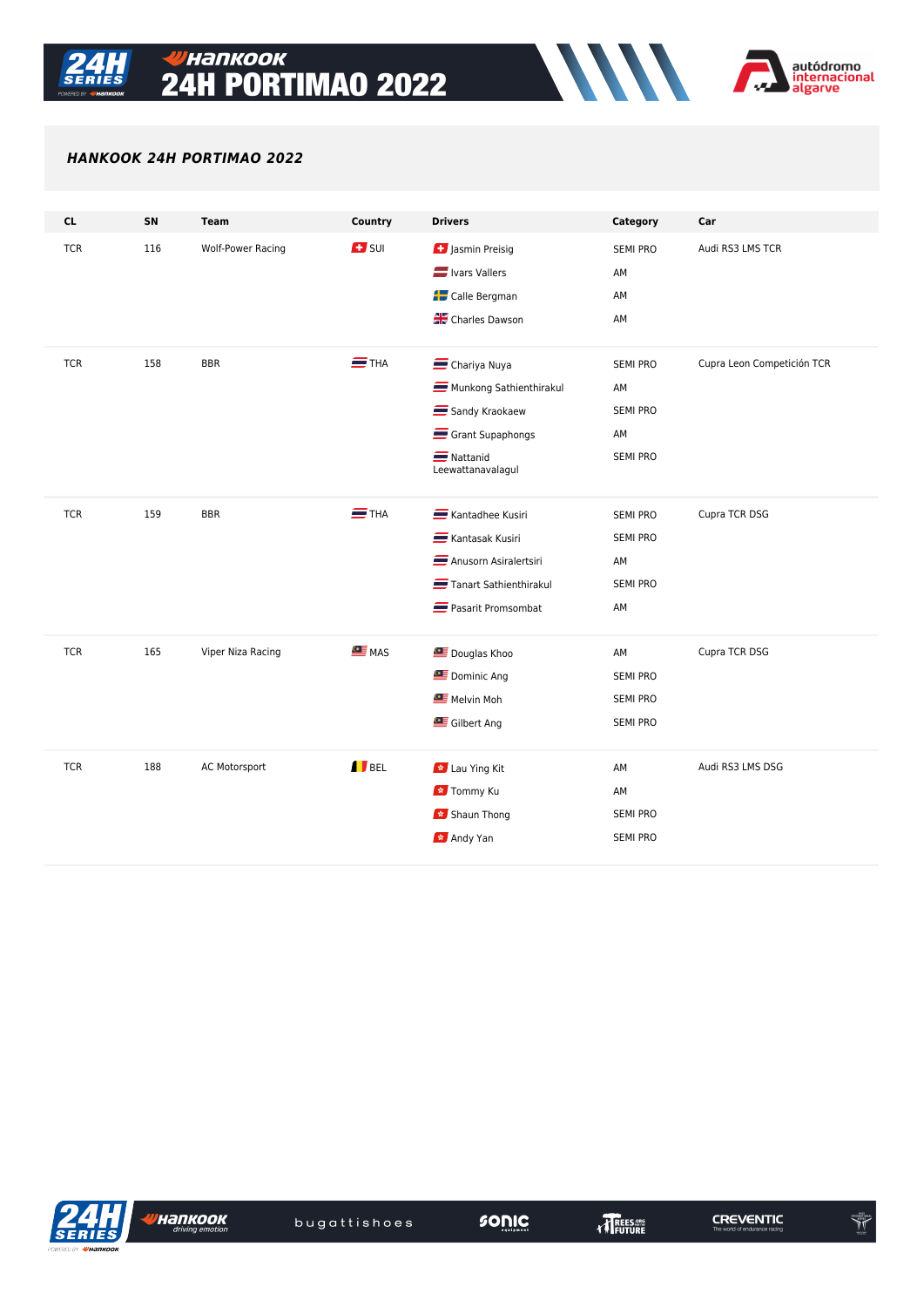## HANKOOK 24H PORTIMAO 2022

| CL | SN | Team | Country | Drivers | Category | Car |
|---|---|---|---|---|---|---|
| TCR | 116 | Wolf-Power Racing | SUI | Jasmin Preisig | SEMI PRO | Audi RS3 LMS TCR |
| | | | | Ivars Vallers | AM | |
| | | | | Calle Bergman | AM | |
| | | | | Charles Dawson | AM | |
| TCR | 158 | BBR | THA | Chariya Nuya | SEMI PRO | Cupra Leon Competición TCR |
| | | | | Munkong Sathienthirakul | AM | |
| | | | | Sandy Kraokaew | SEMI PRO | |
| | | | | Grant Supaphongs | AM | |
| | | | | Nattanid Leewattanavalagul | SEMI PRO | |
| TCR | 159 | BBR | THA | Kantadhee Kusiri | SEMI PRO | Cupra TCR DSG |
| | | | | Kantasak Kusiri | SEMI PRO | |
| | | | | Anusorn Asiralertsiri | AM | |
| | | | | Tanart Sathienthirakul | SEMI PRO | |
| | | | | Pasarit Promsombat | AM | |
| TCR | 165 | Viper Niza Racing | MAS | Douglas Khoo | AM | Cupra TCR DSG |
| | | | | Dominic Ang | SEMI PRO | |
| | | | | Melvin Moh | SEMI PRO | |
| | | | | Gilbert Ang | SEMI PRO | |
| TCR | 188 | AC Motorsport | BEL | Lau Ying Kit | AM | Audi RS3 LMS DSG |
| | | | | Tommy Ku | AM | |
| | | | | Shaun Thong | SEMI PRO | |
| | | | | Andy Yan | SEMI PRO | |